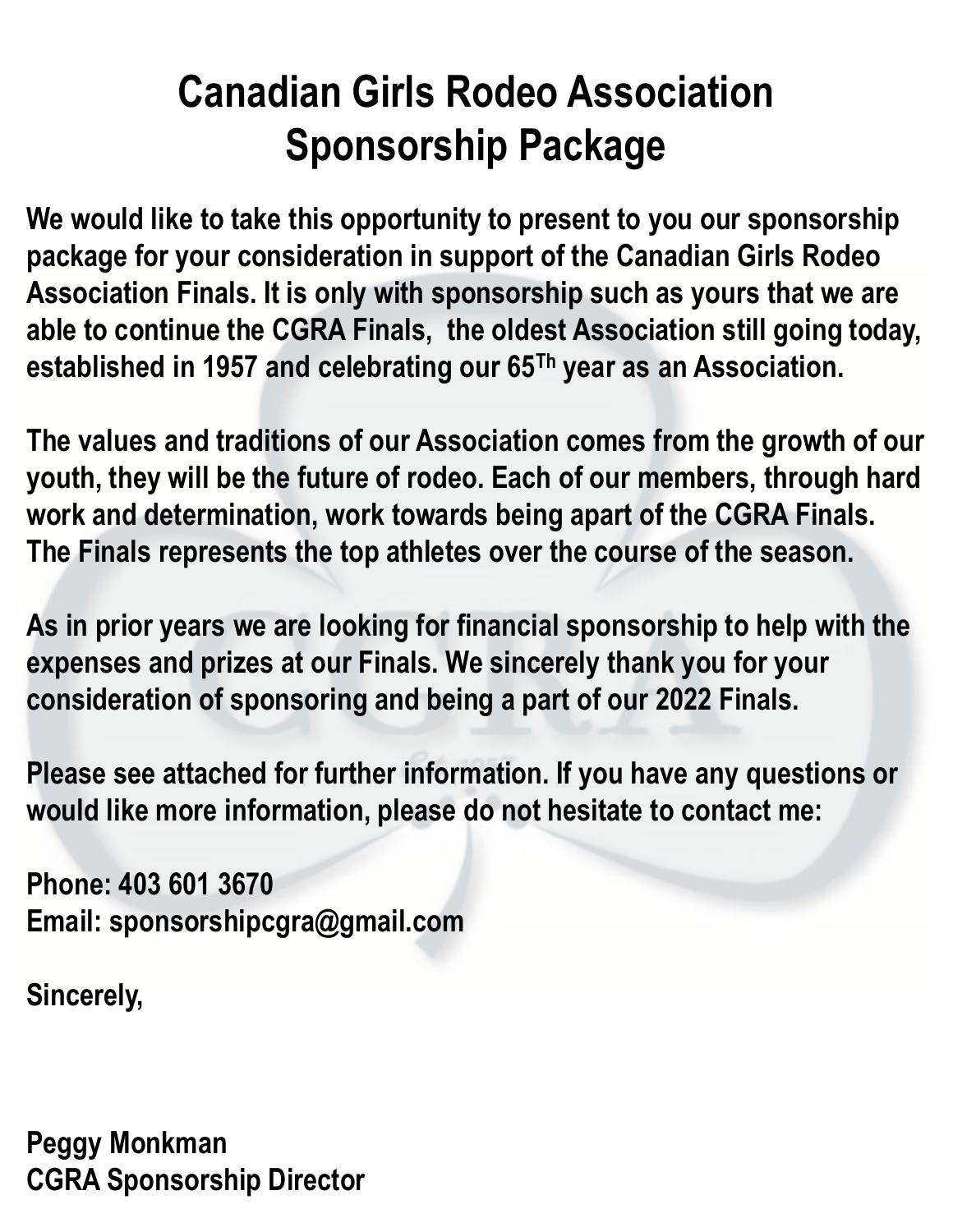# Canadian Girls Rodeo Association Sponsorship Package

**We would like to take this opportunity to present to you our sponsorship package for your consideration in support of the Canadian Girls Rodeo Association Finals. It is only with sponsorship such as yours that we are able to continue the CGRA Finals, the oldest Association still going today, established in 1957 and celebrating our 65Th year as an Association.**

**The values and traditions of our Association comes from the growth of our youth, they will be the future of rodeo. Each of our members, through hard work and determination, work towards being apart of the CGRA Finals. The Finals represents the top athletes over the course of the season.**

**As in prior years we are looking for financial sponsorship to help with the expenses and prizes at our Finals. We sincerely thank you for your consideration of sponsoring and being a part of our 2022 Finals.**

**Please see attached for further information. If you have any questions or would like more information, please do not hesitate to contact me:**

**Phone: 403 601 3670**
**Email: sponsorshipcgra@gmail.com**

**Sincerely,**

**Peggy Monkman**
**CGRA Sponsorship Director**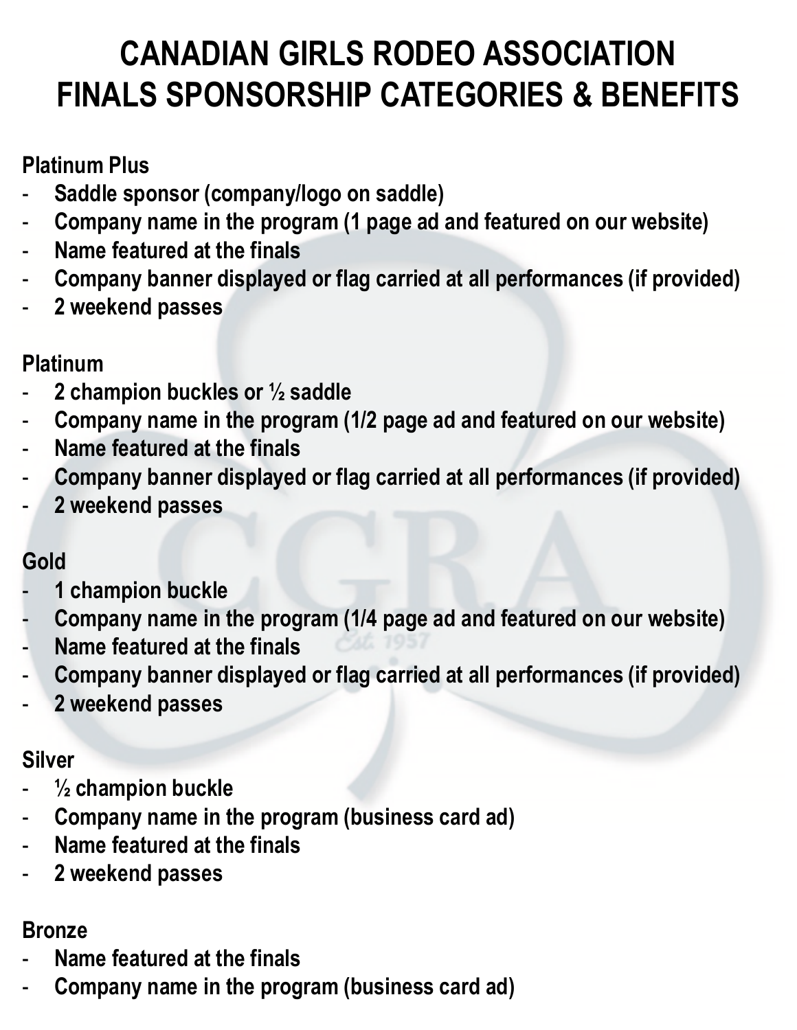# CANADIAN GIRLS RODEO ASSOCIATION
# FINALS SPONSORSHIP CATEGORIES & BENEFITS

**Platinum Plus**

- **Saddle sponsor (company/logo on saddle)**
- **Company name in the program (1 page ad and featured on our website)**
- **Name featured at the finals**
- **Company banner displayed or flag carried at all performances (if provided)**
- **2 weekend passes**

**Platinum**

- **2 champion buckles or ½ saddle**
- **Company name in the program (1/2 page ad and featured on our website)**
- **Name featured at the finals**
- **Company banner displayed or flag carried at all performances (if provided)**
- **2 weekend passes**

**Gold**

- **1 champion buckle**
- **Company name in the program (1/4 page ad and featured on our website)**
- **Name featured at the finals**
- **Company banner displayed or flag carried at all performances (if provided)**
- **2 weekend passes**

**Silver**

- **½ champion buckle**
- **Company name in the program (business card ad)**
- **Name featured at the finals**
- **2 weekend passes**

**Bronze**

- **Name featured at the finals**
- **Company name in the program (business card ad)**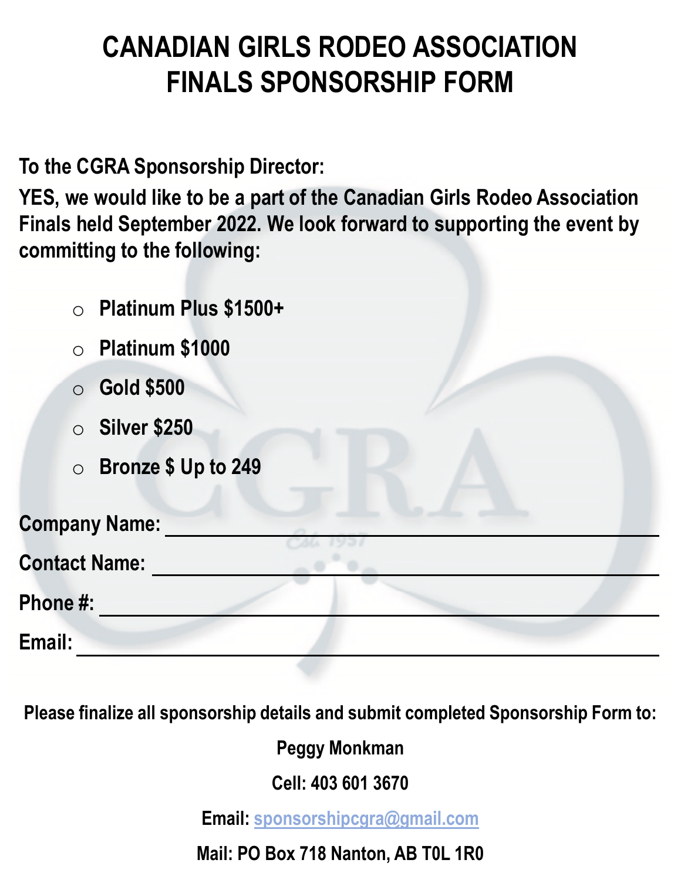# CANADIAN GIRLS RODEO ASSOCIATION FINALS SPONSORSHIP FORM

**To the CGRA Sponsorship Director:**

**YES, we would like to be a part of the Canadian Girls Rodeo Association Finals held September 2022. We look forward to supporting the event by committing to the following:**

- ○ **Platinum Plus $1500+**
- ○ **Platinum $1000**
- ○ **Gold $500**
- ○ **Silver $250**
- ○ **Bronze $ Up to 249**

**Company Name:** ______________________________

**Contact Name:** ______________________________

**Phone #:** ______________________________

**Email:** ______________________________

**Please finalize all sponsorship details and submit completed Sponsorship Form to:**

**Peggy Monkman**

**Cell: 403 601 3670**

**Email: sponsorshipcgra@gmail.com**

**Mail: PO Box 718 Nanton, AB T0L 1R0**